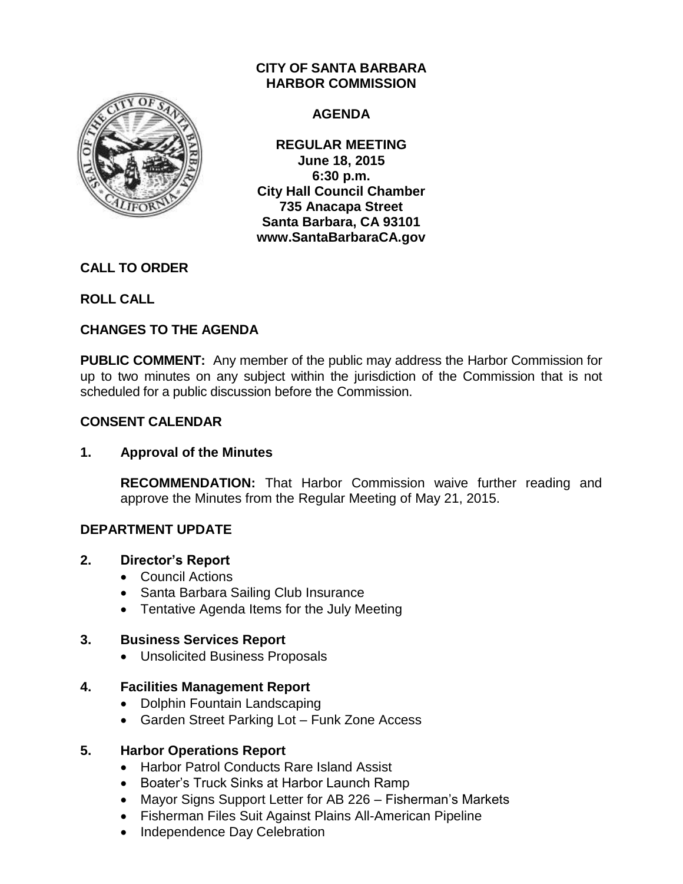# CITY OF SANTA BARBARA
# HARBOR COMMISSION

## AGENDA

**REGULAR MEETING**
**June 18, 2015**
**6:30 p.m.**
**City Hall Council Chamber**
**735 Anacapa Street**
**Santa Barbara, CA 93101**
**www.SantaBarbaraCA.gov**

## CALL TO ORDER

## ROLL CALL

## CHANGES TO THE AGENDA

**PUBLIC COMMENT:** Any member of the public may address the Harbor Commission for up to two minutes on any subject within the jurisdiction of the Commission that is not scheduled for a public discussion before the Commission.

## CONSENT CALENDAR

### 1. Approval of the Minutes

**RECOMMENDATION:** That Harbor Commission waive further reading and approve the Minutes from the Regular Meeting of May 21, 2015.

## DEPARTMENT UPDATE

### 2. Director's Report

- Council Actions
- Santa Barbara Sailing Club Insurance
- Tentative Agenda Items for the July Meeting

### 3. Business Services Report

- Unsolicited Business Proposals

### 4. Facilities Management Report

- Dolphin Fountain Landscaping
- Garden Street Parking Lot – Funk Zone Access

### 5. Harbor Operations Report

- Harbor Patrol Conducts Rare Island Assist
- Boater's Truck Sinks at Harbor Launch Ramp
- Mayor Signs Support Letter for AB 226 – Fisherman's Markets
- Fisherman Files Suit Against Plains All-American Pipeline
- Independence Day Celebration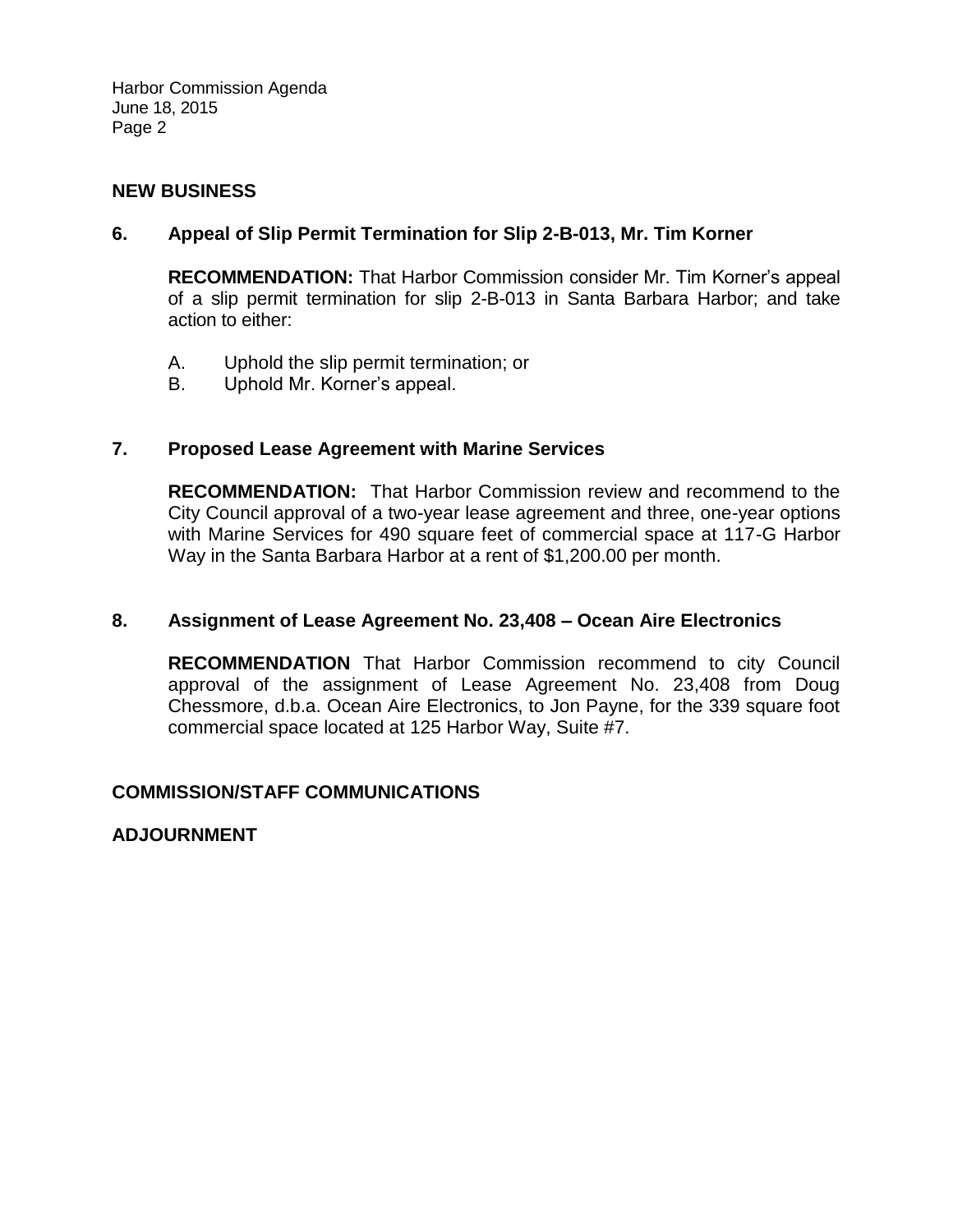## NEW BUSINESS

### 6. Appeal of Slip Permit Termination for Slip 2-B-013, Mr. Tim Korner

**RECOMMENDATION:** That Harbor Commission consider Mr. Tim Korner's appeal of a slip permit termination for slip 2-B-013 in Santa Barbara Harbor; and take action to either:

A. Uphold the slip permit termination; or
B. Uphold Mr. Korner's appeal.

### 7. Proposed Lease Agreement with Marine Services

**RECOMMENDATION:** That Harbor Commission review and recommend to the City Council approval of a two-year lease agreement and three, one-year options with Marine Services for 490 square feet of commercial space at 117-G Harbor Way in the Santa Barbara Harbor at a rent of $1,200.00 per month.

### 8. Assignment of Lease Agreement No. 23,408 – Ocean Aire Electronics

**RECOMMENDATION** That Harbor Commission recommend to city Council approval of the assignment of Lease Agreement No. 23,408 from Doug Chessmore, d.b.a. Ocean Aire Electronics, to Jon Payne, for the 339 square foot commercial space located at 125 Harbor Way, Suite #7.

## COMMISSION/STAFF COMMUNICATIONS

## ADJOURNMENT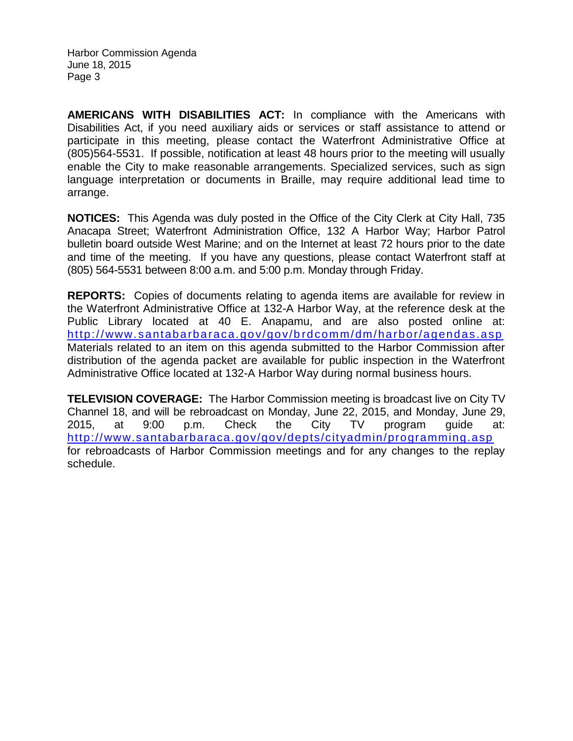**AMERICANS WITH DISABILITIES ACT:** In compliance with the Americans with Disabilities Act, if you need auxiliary aids or services or staff assistance to attend or participate in this meeting, please contact the Waterfront Administrative Office at (805)564-5531. If possible, notification at least 48 hours prior to the meeting will usually enable the City to make reasonable arrangements. Specialized services, such as sign language interpretation or documents in Braille, may require additional lead time to arrange.

**NOTICES:** This Agenda was duly posted in the Office of the City Clerk at City Hall, 735 Anacapa Street; Waterfront Administration Office, 132 A Harbor Way; Harbor Patrol bulletin board outside West Marine; and on the Internet at least 72 hours prior to the date and time of the meeting. If you have any questions, please contact Waterfront staff at (805) 564-5531 between 8:00 a.m. and 5:00 p.m. Monday through Friday.

**REPORTS:** Copies of documents relating to agenda items are available for review in the Waterfront Administrative Office at 132-A Harbor Way, at the reference desk at the Public Library located at 40 E. Anapamu, and are also posted online at: http://www.santabarbaraca.gov/gov/brdcomm/dm/harbor/agendas.asp Materials related to an item on this agenda submitted to the Harbor Commission after distribution of the agenda packet are available for public inspection in the Waterfront Administrative Office located at 132-A Harbor Way during normal business hours.

**TELEVISION COVERAGE:** The Harbor Commission meeting is broadcast live on City TV Channel 18, and will be rebroadcast on Monday, June 22, 2015, and Monday, June 29, 2015, at 9:00 p.m. Check the City TV program guide at: http://www.santabarbaraca.gov/gov/depts/cityadmin/programming.asp for rebroadcasts of Harbor Commission meetings and for any changes to the replay schedule.